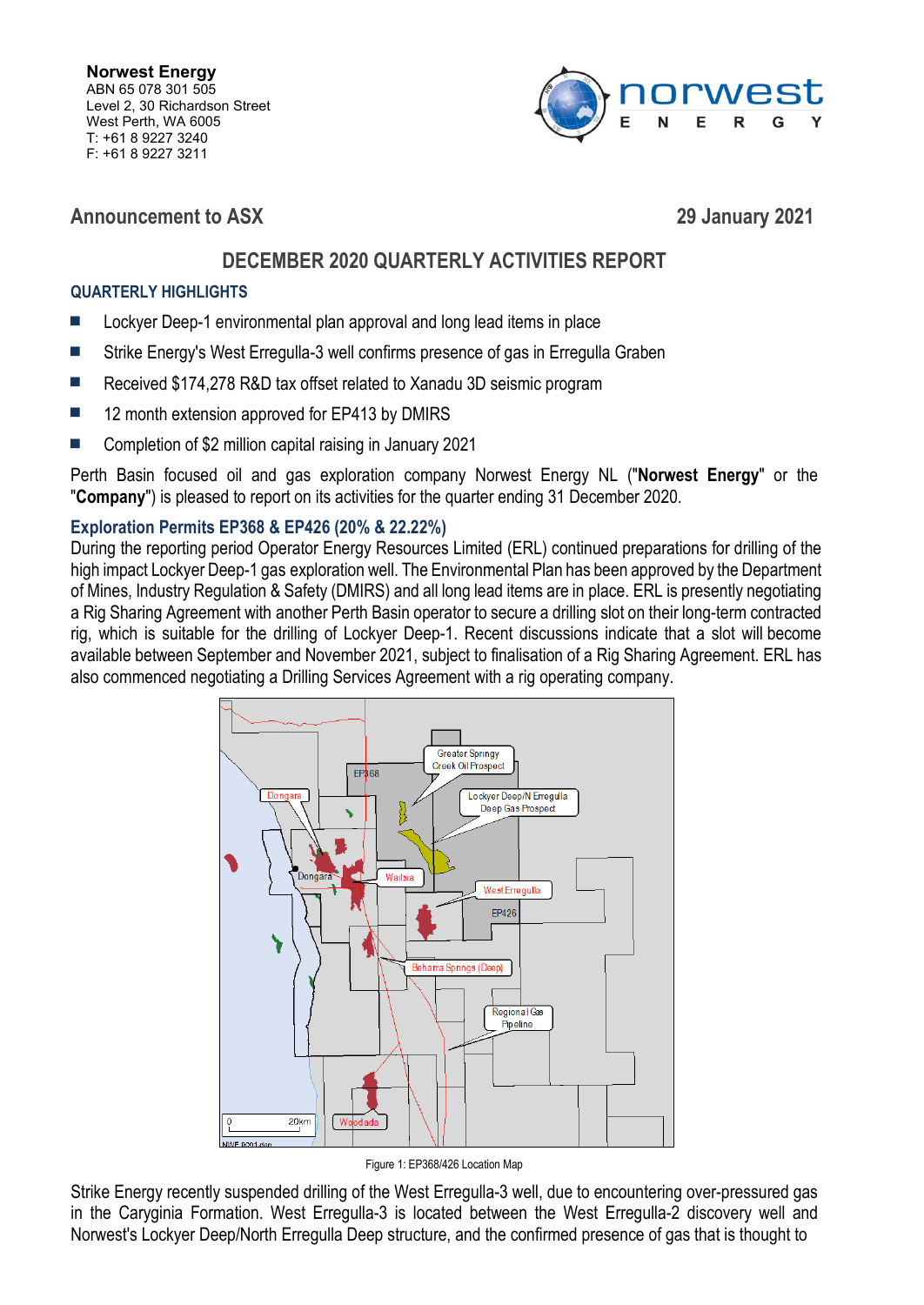**Norwest Energy**
ABN 65 078 301 505
Level 2, 30 Richardson Street
West Perth, WA 6005
T: +61 8 9227 3240
F: +61 8 9227 3211

## Announcement to ASX

29 January 2021

# DECEMBER 2020 QUARTERLY ACTIVITIES REPORT

## QUARTERLY HIGHLIGHTS

- Lockyer Deep-1 environmental plan approval and long lead items in place
- Strike Energy's West Erregulla-3 well confirms presence of gas in Erregulla Graben
- Received $174,278 R&D tax offset related to Xanadu 3D seismic program
- 12 month extension approved for EP413 by DMIRS
- Completion of $2 million capital raising in January 2021

Perth Basin focused oil and gas exploration company Norwest Energy NL ("**Norwest Energy**" or the "**Company**") is pleased to report on its activities for the quarter ending 31 December 2020.

## Exploration Permits EP368 & EP426 (20% & 22.22%)

During the reporting period Operator Energy Resources Limited (ERL) continued preparations for drilling of the high impact Lockyer Deep-1 gas exploration well. The Environmental Plan has been approved by the Department of Mines, Industry Regulation & Safety (DMIRS) and all long lead items are in place. ERL is presently negotiating a Rig Sharing Agreement with another Perth Basin operator to secure a drilling slot on their long-term contracted rig, which is suitable for the drilling of Lockyer Deep-1. Recent discussions indicate that a slot will become available between September and November 2021, subject to finalisation of a Rig Sharing Agreement. ERL has also commenced negotiating a Drilling Services Agreement with a rig operating company.

Figure 1: EP368/426 Location Map

Strike Energy recently suspended drilling of the West Erregulla-3 well, due to encountering over-pressured gas in the Caryginia Formation. West Erregulla-3 is located between the West Erregulla-2 discovery well and Norwest's Lockyer Deep/North Erregulla Deep structure, and the confirmed presence of gas that is thought to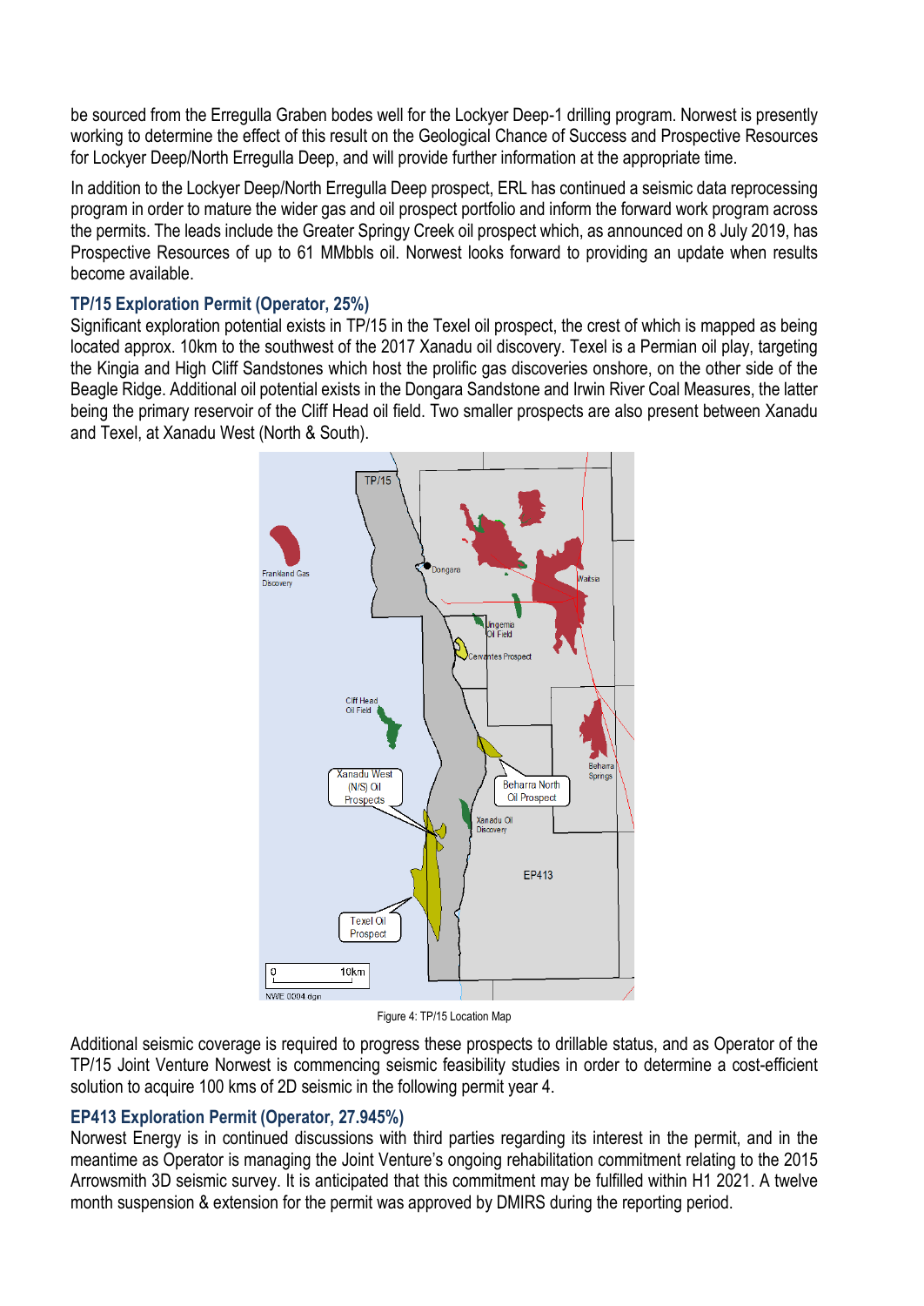be sourced from the Erregulla Graben bodes well for the Lockyer Deep-1 drilling program. Norwest is presently working to determine the effect of this result on the Geological Chance of Success and Prospective Resources for Lockyer Deep/North Erregulla Deep, and will provide further information at the appropriate time.

In addition to the Lockyer Deep/North Erregulla Deep prospect, ERL has continued a seismic data reprocessing program in order to mature the wider gas and oil prospect portfolio and inform the forward work program across the permits. The leads include the Greater Springy Creek oil prospect which, as announced on 8 July 2019, has Prospective Resources of up to 61 MMbbls oil. Norwest looks forward to providing an update when results become available.

### TP/15 Exploration Permit (Operator, 25%)

Significant exploration potential exists in TP/15 in the Texel oil prospect, the crest of which is mapped as being located approx. 10km to the southwest of the 2017 Xanadu oil discovery. Texel is a Permian oil play, targeting the Kingia and High Cliff Sandstones which host the prolific gas discoveries onshore, on the other side of the Beagle Ridge. Additional oil potential exists in the Dongara Sandstone and Irwin River Coal Measures, the latter being the primary reservoir of the Cliff Head oil field. Two smaller prospects are also present between Xanadu and Texel, at Xanadu West (North & South).

Figure 4: TP/15 Location Map

Additional seismic coverage is required to progress these prospects to drillable status, and as Operator of the TP/15 Joint Venture Norwest is commencing seismic feasibility studies in order to determine a cost-efficient solution to acquire 100 kms of 2D seismic in the following permit year 4.

### EP413 Exploration Permit (Operator, 27.945%)

Norwest Energy is in continued discussions with third parties regarding its interest in the permit, and in the meantime as Operator is managing the Joint Venture's ongoing rehabilitation commitment relating to the 2015 Arrowsmith 3D seismic survey. It is anticipated that this commitment may be fulfilled within H1 2021. A twelve month suspension & extension for the permit was approved by DMIRS during the reporting period.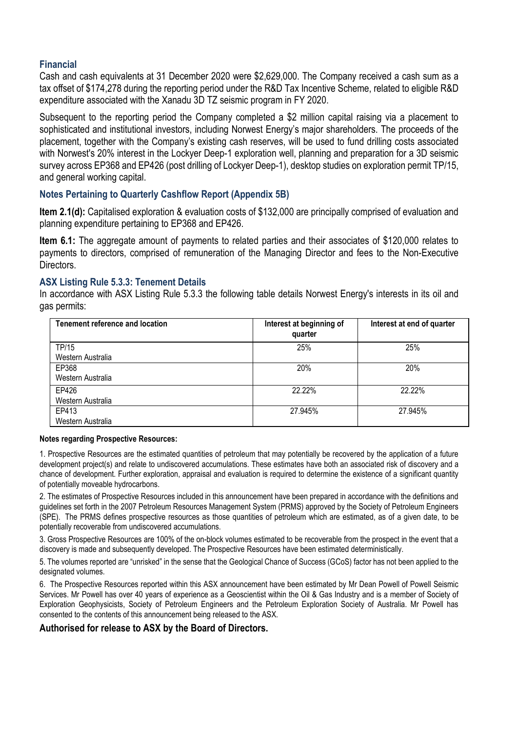## Financial

Cash and cash equivalents at 31 December 2020 were $2,629,000. The Company received a cash sum as a tax offset of $174,278 during the reporting period under the R&D Tax Incentive Scheme, related to eligible R&D expenditure associated with the Xanadu 3D TZ seismic program in FY 2020.

Subsequent to the reporting period the Company completed a $2 million capital raising via a placement to sophisticated and institutional investors, including Norwest Energy's major shareholders. The proceeds of the placement, together with the Company's existing cash reserves, will be used to fund drilling costs associated with Norwest's 20% interest in the Lockyer Deep-1 exploration well, planning and preparation for a 3D seismic survey across EP368 and EP426 (post drilling of Lockyer Deep-1), desktop studies on exploration permit TP/15, and general working capital.

## Notes Pertaining to Quarterly Cashflow Report (Appendix 5B)

**Item 2.1(d):** Capitalised exploration & evaluation costs of $132,000 are principally comprised of evaluation and planning expenditure pertaining to EP368 and EP426.

**Item 6.1:** The aggregate amount of payments to related parties and their associates of $120,000 relates to payments to directors, comprised of remuneration of the Managing Director and fees to the Non-Executive Directors.

## ASX Listing Rule 5.3.3: Tenement Details

In accordance with ASX Listing Rule 5.3.3 the following table details Norwest Energy's interests in its oil and gas permits:

| Tenement reference and location | Interest at beginning of quarter | Interest at end of quarter |
|---|---|---|
| TP/15<br>Western Australia | 25% | 25% |
| EP368<br>Western Australia | 20% | 20% |
| EP426<br>Western Australia | 22.22% | 22.22% |
| EP413<br>Western Australia | 27.945% | 27.945% |

**Notes regarding Prospective Resources:**

1. Prospective Resources are the estimated quantities of petroleum that may potentially be recovered by the application of a future development project(s) and relate to undiscovered accumulations. These estimates have both an associated risk of discovery and a chance of development. Further exploration, appraisal and evaluation is required to determine the existence of a significant quantity of potentially moveable hydrocarbons.

2. The estimates of Prospective Resources included in this announcement have been prepared in accordance with the definitions and guidelines set forth in the 2007 Petroleum Resources Management System (PRMS) approved by the Society of Petroleum Engineers (SPE). The PRMS defines prospective resources as those quantities of petroleum which are estimated, as of a given date, to be potentially recoverable from undiscovered accumulations.

3. Gross Prospective Resources are 100% of the on-block volumes estimated to be recoverable from the prospect in the event that a discovery is made and subsequently developed. The Prospective Resources have been estimated deterministically.

5. The volumes reported are "unrisked" in the sense that the Geological Chance of Success (GCoS) factor has not been applied to the designated volumes.

6. The Prospective Resources reported within this ASX announcement have been estimated by Mr Dean Powell of Powell Seismic Services. Mr Powell has over 40 years of experience as a Geoscientist within the Oil & Gas Industry and is a member of Society of Exploration Geophysicists, Society of Petroleum Engineers and the Petroleum Exploration Society of Australia. Mr Powell has consented to the contents of this announcement being released to the ASX.

**Authorised for release to ASX by the Board of Directors.**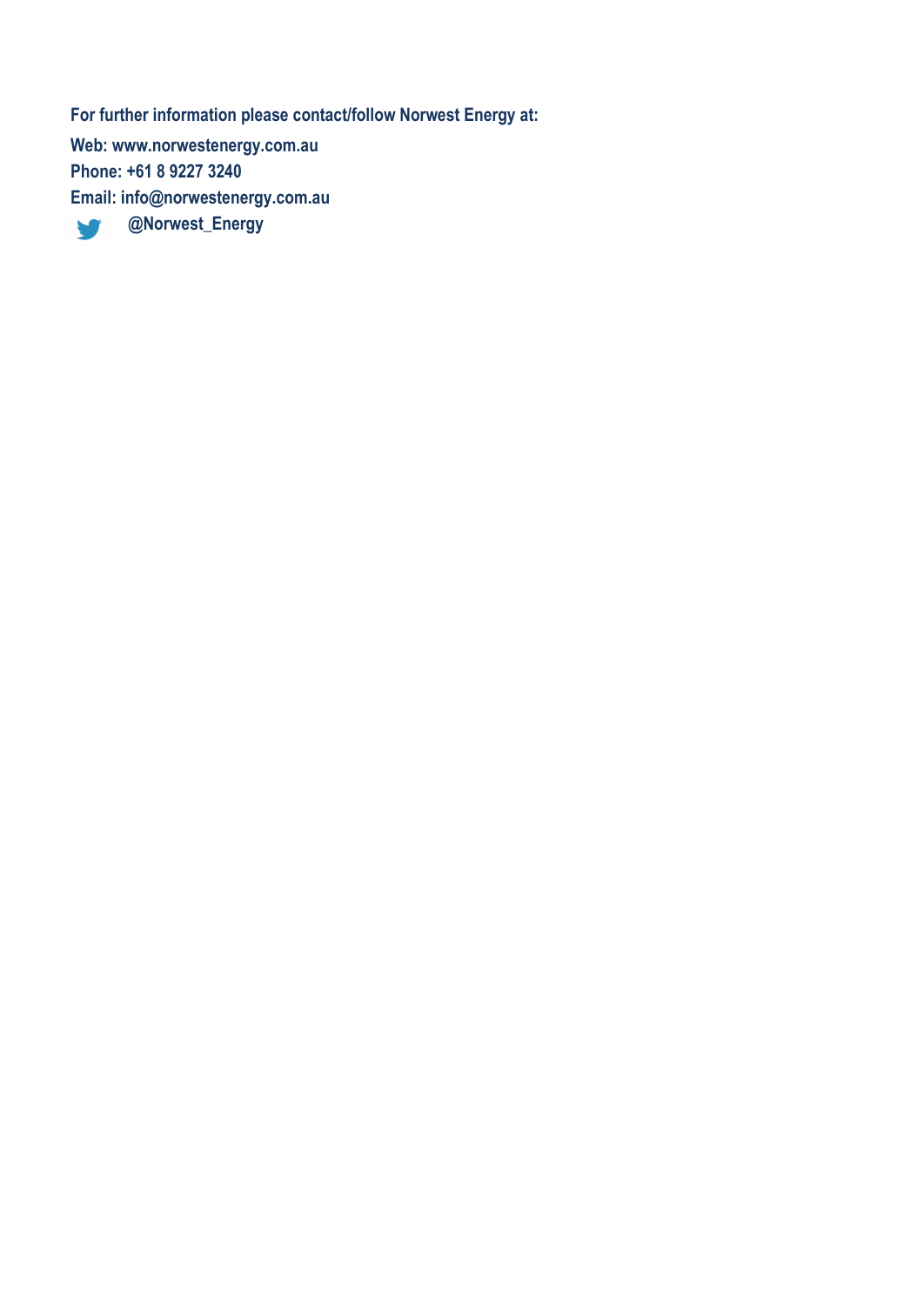**For further information please contact/follow Norwest Energy at:**

**Web: www.norwestenergy.com.au**
**Phone: +61 8 9227 3240**
**Email: info@norwestenergy.com.au**
**@Norwest_Energy**